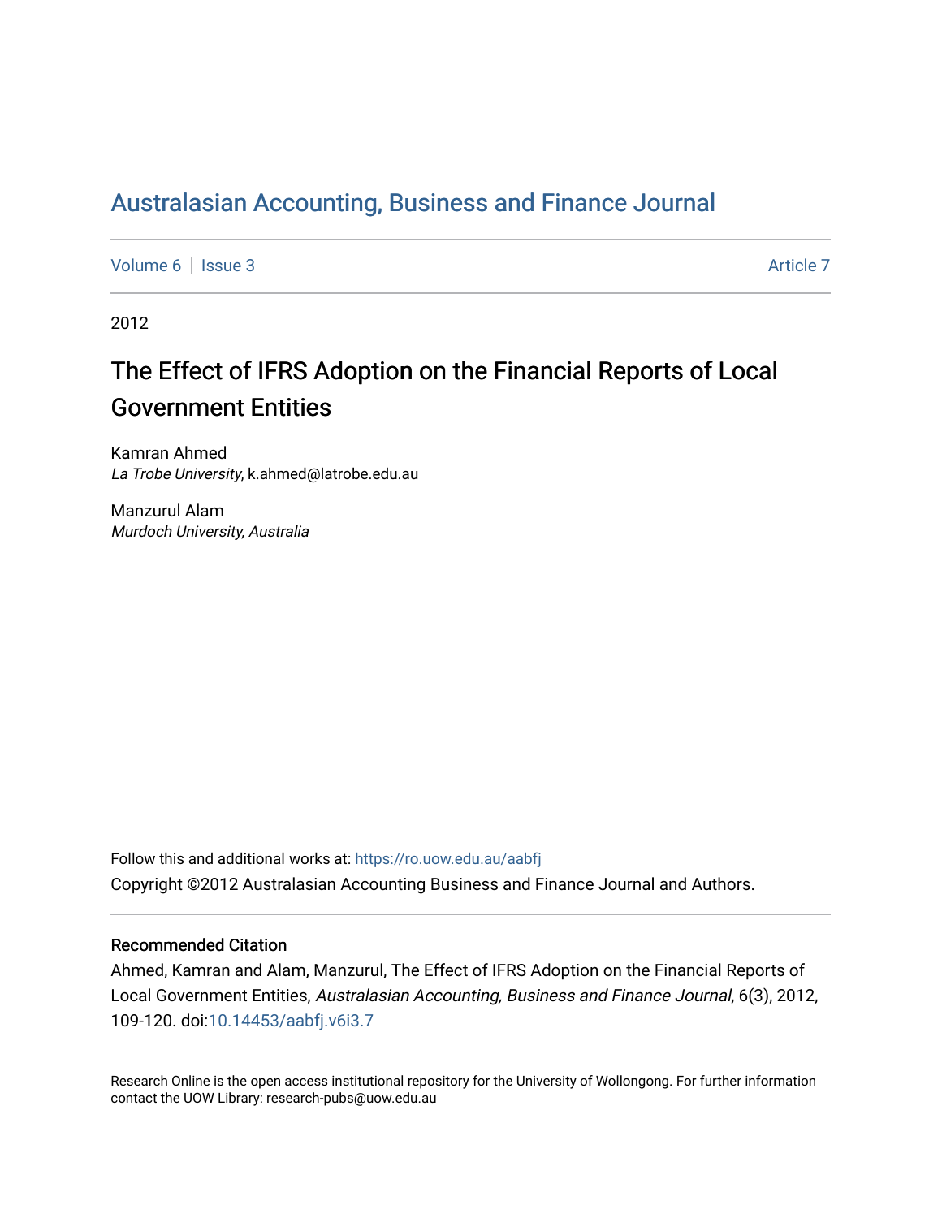# Australasian Accounting, Business and Finance Journal

Volume 6 | Issue 3 Article 7

2012

## The Effect of IFRS Adoption on the Financial Reports of Local Government Entities

Kamran Ahmed
*La Trobe University*, k.ahmed@latrobe.edu.au

Manzurul Alam
*Murdoch University, Australia*

Follow this and additional works at: https://ro.uow.edu.au/aabfj

Copyright ©2012 Australasian Accounting Business and Finance Journal and Authors.

### Recommended Citation

Ahmed, Kamran and Alam, Manzurul, The Effect of IFRS Adoption on the Financial Reports of Local Government Entities, *Australasian Accounting, Business and Finance Journal*, 6(3), 2012, 109-120. doi:10.14453/aabfj.v6i3.7

Research Online is the open access institutional repository for the University of Wollongong. For further information contact the UOW Library: research-pubs@uow.edu.au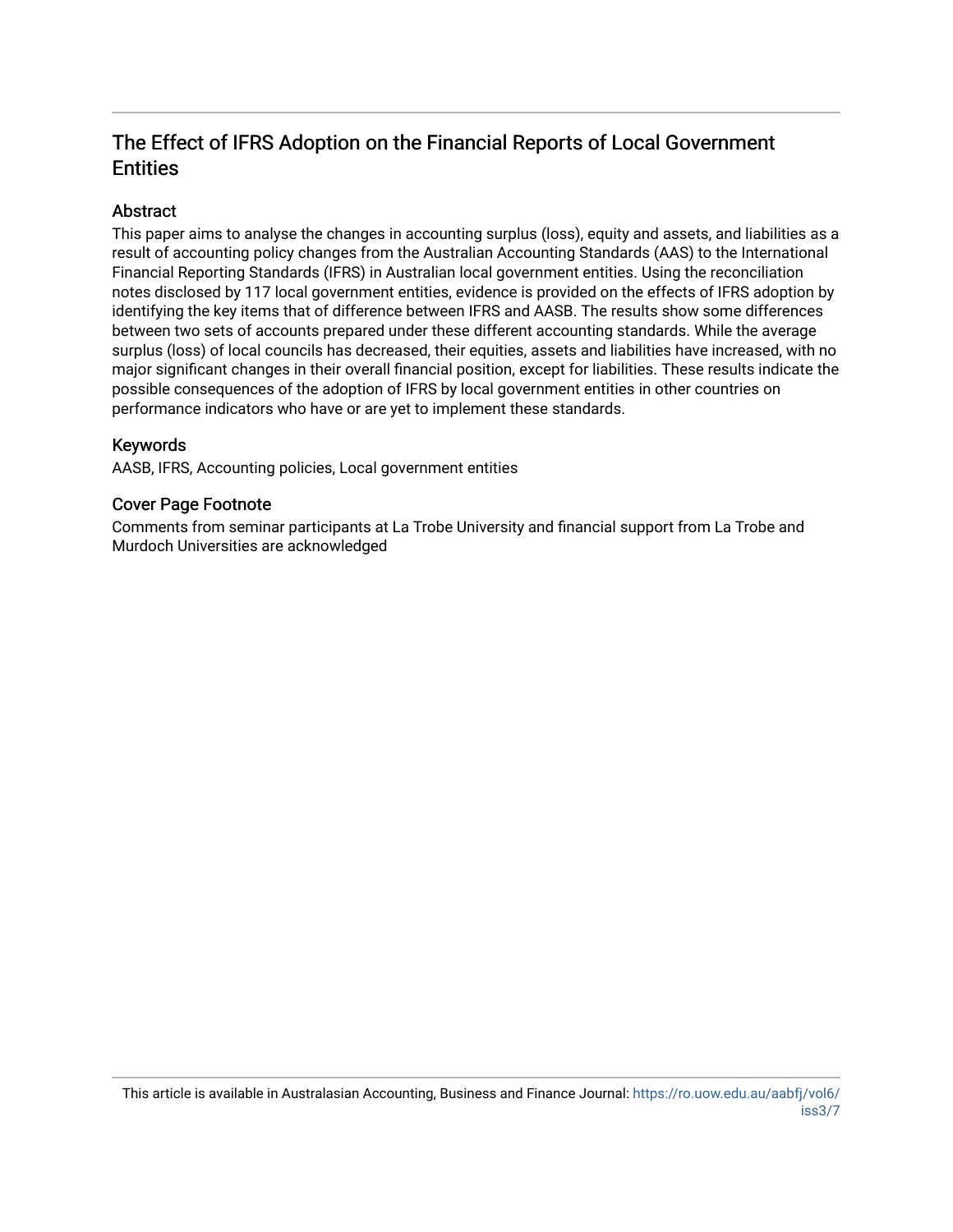## The Effect of IFRS Adoption on the Financial Reports of Local Government Entities

### Abstract

This paper aims to analyse the changes in accounting surplus (loss), equity and assets, and liabilities as a result of accounting policy changes from the Australian Accounting Standards (AAS) to the International Financial Reporting Standards (IFRS) in Australian local government entities. Using the reconciliation notes disclosed by 117 local government entities, evidence is provided on the effects of IFRS adoption by identifying the key items that of difference between IFRS and AASB. The results show some differences between two sets of accounts prepared under these different accounting standards. While the average surplus (loss) of local councils has decreased, their equities, assets and liabilities have increased, with no major significant changes in their overall financial position, except for liabilities. These results indicate the possible consequences of the adoption of IFRS by local government entities in other countries on performance indicators who have or are yet to implement these standards.

### Keywords

AASB, IFRS, Accounting policies, Local government entities

### Cover Page Footnote

Comments from seminar participants at La Trobe University and financial support from La Trobe and Murdoch Universities are acknowledged

This article is available in Australasian Accounting, Business and Finance Journal: https://ro.uow.edu.au/aabfj/vol6/iss3/7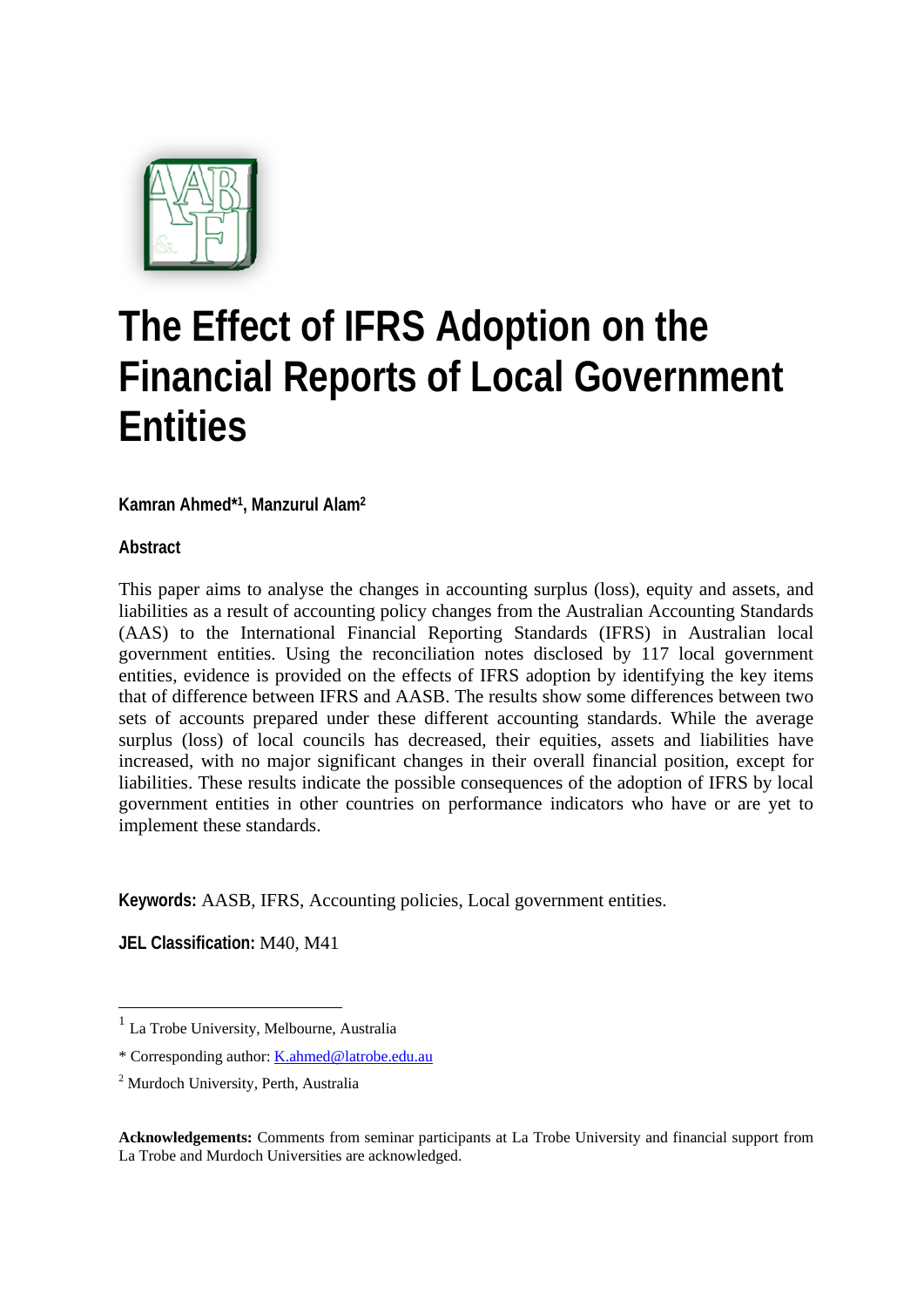// The following blocks are omitted: the AABFJ logo image (not detected, so no image_ref)

# The Effect of IFRS Adoption on the Financial Reports of Local Government Entities

**Kamran Ahmed*[1], Manzurul Alam[2]**

**Abstract**

This paper aims to analyse the changes in accounting surplus (loss), equity and assets, and liabilities as a result of accounting policy changes from the Australian Accounting Standards (AAS) to the International Financial Reporting Standards (IFRS) in Australian local government entities. Using the reconciliation notes disclosed by 117 local government entities, evidence is provided on the effects of IFRS adoption by identifying the key items that of difference between IFRS and AASB. The results show some differences between two sets of accounts prepared under these different accounting standards. While the average surplus (loss) of local councils has decreased, their equities, assets and liabilities have increased, with no major significant changes in their overall financial position, except for liabilities. These results indicate the possible consequences of the adoption of IFRS by local government entities in other countries on performance indicators who have or are yet to implement these standards.

**Keywords:** AASB, IFRS, Accounting policies, Local government entities.

**JEL Classification:** M40, M41

---

[1] La Trobe University, Melbourne, Australia

* Corresponding author: K.ahmed@latrobe.edu.au

[2] Murdoch University, Perth, Australia

**Acknowledgements:** Comments from seminar participants at La Trobe University and financial support from La Trobe and Murdoch Universities are acknowledged.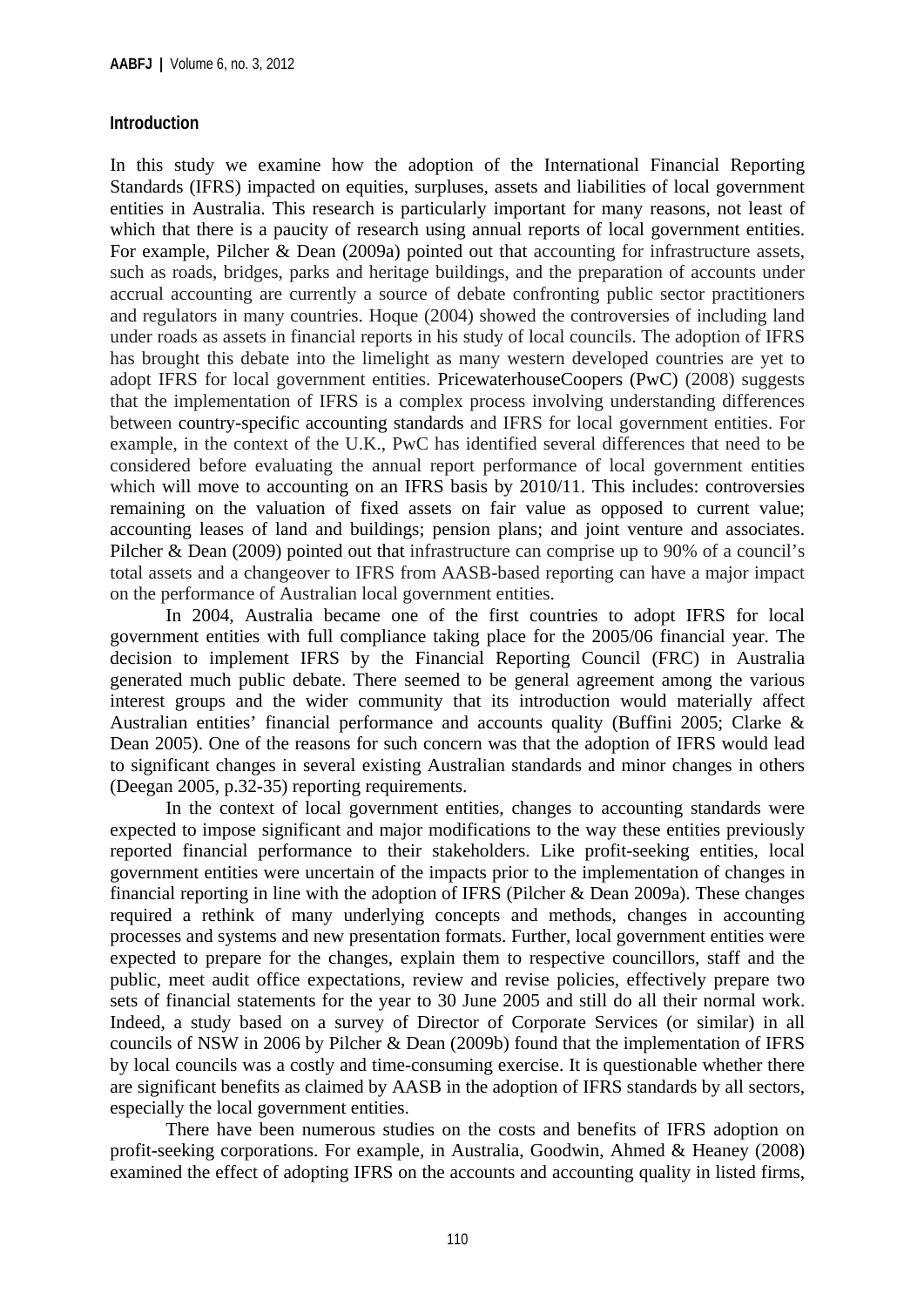## Introduction

In this study we examine how the adoption of the International Financial Reporting Standards (IFRS) impacted on equities, surpluses, assets and liabilities of local government entities in Australia. This research is particularly important for many reasons, not least of which that there is a paucity of research using annual reports of local government entities. For example, Pilcher & Dean (2009a) pointed out that accounting for infrastructure assets, such as roads, bridges, parks and heritage buildings, and the preparation of accounts under accrual accounting are currently a source of debate confronting public sector practitioners and regulators in many countries. Hoque (2004) showed the controversies of including land under roads as assets in financial reports in his study of local councils. The adoption of IFRS has brought this debate into the limelight as many western developed countries are yet to adopt IFRS for local government entities. PricewaterhouseCoopers (PwC) (2008) suggests that the implementation of IFRS is a complex process involving understanding differences between country-specific accounting standards and IFRS for local government entities. For example, in the context of the U.K., PwC has identified several differences that need to be considered before evaluating the annual report performance of local government entities which will move to accounting on an IFRS basis by 2010/11. This includes: controversies remaining on the valuation of fixed assets on fair value as opposed to current value; accounting leases of land and buildings; pension plans; and joint venture and associates. Pilcher & Dean (2009) pointed out that infrastructure can comprise up to 90% of a council's total assets and a changeover to IFRS from AASB-based reporting can have a major impact on the performance of Australian local government entities.

In 2004, Australia became one of the first countries to adopt IFRS for local government entities with full compliance taking place for the 2005/06 financial year. The decision to implement IFRS by the Financial Reporting Council (FRC) in Australia generated much public debate. There seemed to be general agreement among the various interest groups and the wider community that its introduction would materially affect Australian entities' financial performance and accounts quality (Buffini 2005; Clarke & Dean 2005). One of the reasons for such concern was that the adoption of IFRS would lead to significant changes in several existing Australian standards and minor changes in others (Deegan 2005, p.32-35) reporting requirements.

In the context of local government entities, changes to accounting standards were expected to impose significant and major modifications to the way these entities previously reported financial performance to their stakeholders. Like profit-seeking entities, local government entities were uncertain of the impacts prior to the implementation of changes in financial reporting in line with the adoption of IFRS (Pilcher & Dean 2009a). These changes required a rethink of many underlying concepts and methods, changes in accounting processes and systems and new presentation formats. Further, local government entities were expected to prepare for the changes, explain them to respective councillors, staff and the public, meet audit office expectations, review and revise policies, effectively prepare two sets of financial statements for the year to 30 June 2005 and still do all their normal work. Indeed, a study based on a survey of Director of Corporate Services (or similar) in all councils of NSW in 2006 by Pilcher & Dean (2009b) found that the implementation of IFRS by local councils was a costly and time-consuming exercise. It is questionable whether there are significant benefits as claimed by AASB in the adoption of IFRS standards by all sectors, especially the local government entities.

There have been numerous studies on the costs and benefits of IFRS adoption on profit-seeking corporations. For example, in Australia, Goodwin, Ahmed & Heaney (2008) examined the effect of adopting IFRS on the accounts and accounting quality in listed firms,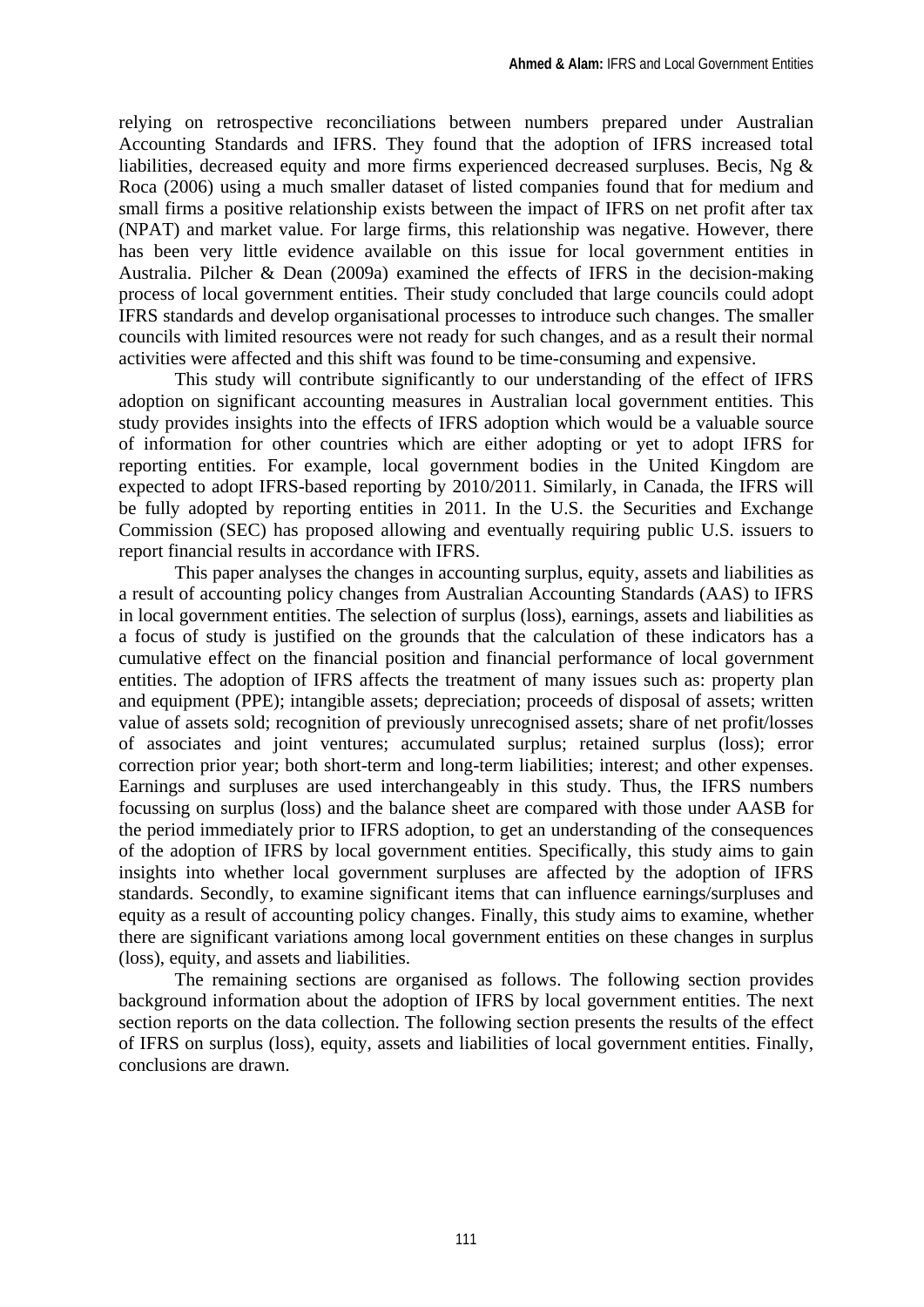relying on retrospective reconciliations between numbers prepared under Australian Accounting Standards and IFRS. They found that the adoption of IFRS increased total liabilities, decreased equity and more firms experienced decreased surpluses. Becis, Ng & Roca (2006) using a much smaller dataset of listed companies found that for medium and small firms a positive relationship exists between the impact of IFRS on net profit after tax (NPAT) and market value. For large firms, this relationship was negative. However, there has been very little evidence available on this issue for local government entities in Australia. Pilcher & Dean (2009a) examined the effects of IFRS in the decision-making process of local government entities. Their study concluded that large councils could adopt IFRS standards and develop organisational processes to introduce such changes. The smaller councils with limited resources were not ready for such changes, and as a result their normal activities were affected and this shift was found to be time-consuming and expensive.

This study will contribute significantly to our understanding of the effect of IFRS adoption on significant accounting measures in Australian local government entities. This study provides insights into the effects of IFRS adoption which would be a valuable source of information for other countries which are either adopting or yet to adopt IFRS for reporting entities. For example, local government bodies in the United Kingdom are expected to adopt IFRS-based reporting by 2010/2011. Similarly, in Canada, the IFRS will be fully adopted by reporting entities in 2011. In the U.S. the Securities and Exchange Commission (SEC) has proposed allowing and eventually requiring public U.S. issuers to report financial results in accordance with IFRS.

This paper analyses the changes in accounting surplus, equity, assets and liabilities as a result of accounting policy changes from Australian Accounting Standards (AAS) to IFRS in local government entities. The selection of surplus (loss), earnings, assets and liabilities as a focus of study is justified on the grounds that the calculation of these indicators has a cumulative effect on the financial position and financial performance of local government entities. The adoption of IFRS affects the treatment of many issues such as: property plan and equipment (PPE); intangible assets; depreciation; proceeds of disposal of assets; written value of assets sold; recognition of previously unrecognised assets; share of net profit/losses of associates and joint ventures; accumulated surplus; retained surplus (loss); error correction prior year; both short-term and long-term liabilities; interest; and other expenses. Earnings and surpluses are used interchangeably in this study. Thus, the IFRS numbers focussing on surplus (loss) and the balance sheet are compared with those under AASB for the period immediately prior to IFRS adoption, to get an understanding of the consequences of the adoption of IFRS by local government entities. Specifically, this study aims to gain insights into whether local government surpluses are affected by the adoption of IFRS standards. Secondly, to examine significant items that can influence earnings/surpluses and equity as a result of accounting policy changes. Finally, this study aims to examine, whether there are significant variations among local government entities on these changes in surplus (loss), equity, and assets and liabilities.

The remaining sections are organised as follows. The following section provides background information about the adoption of IFRS by local government entities. The next section reports on the data collection. The following section presents the results of the effect of IFRS on surplus (loss), equity, assets and liabilities of local government entities. Finally, conclusions are drawn.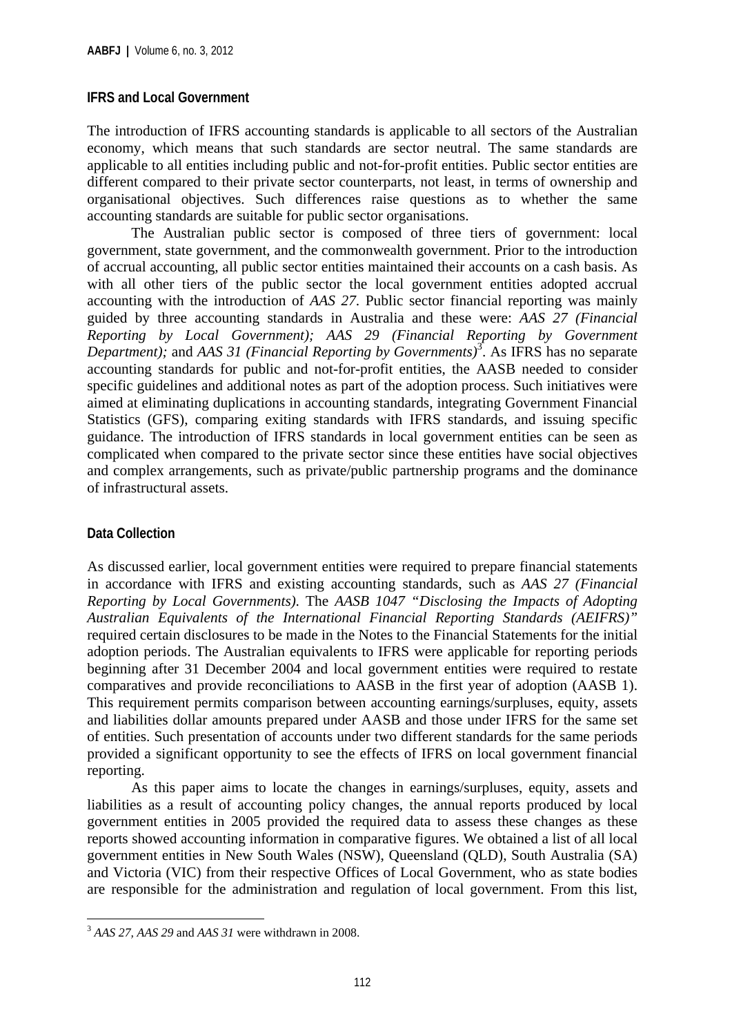### IFRS and Local Government

The introduction of IFRS accounting standards is applicable to all sectors of the Australian economy, which means that such standards are sector neutral. The same standards are applicable to all entities including public and not-for-profit entities. Public sector entities are different compared to their private sector counterparts, not least, in terms of ownership and organisational objectives. Such differences raise questions as to whether the same accounting standards are suitable for public sector organisations.

The Australian public sector is composed of three tiers of government: local government, state government, and the commonwealth government. Prior to the introduction of accrual accounting, all public sector entities maintained their accounts on a cash basis. As with all other tiers of the public sector the local government entities adopted accrual accounting with the introduction of *AAS 27*. Public sector financial reporting was mainly guided by three accounting standards in Australia and these were: *AAS 27 (Financial Reporting by Local Government); AAS 29 (Financial Reporting by Government Department);* and *AAS 31 (Financial Reporting by Governments)*[3]. As IFRS has no separate accounting standards for public and not-for-profit entities, the AASB needed to consider specific guidelines and additional notes as part of the adoption process. Such initiatives were aimed at eliminating duplications in accounting standards, integrating Government Financial Statistics (GFS), comparing exiting standards with IFRS standards, and issuing specific guidance. The introduction of IFRS standards in local government entities can be seen as complicated when compared to the private sector since these entities have social objectives and complex arrangements, such as private/public partnership programs and the dominance of infrastructural assets.

### Data Collection

As discussed earlier, local government entities were required to prepare financial statements in accordance with IFRS and existing accounting standards, such as *AAS 27 (Financial Reporting by Local Governments)*. The *AASB 1047 "Disclosing the Impacts of Adopting Australian Equivalents of the International Financial Reporting Standards (AEIFRS)"* required certain disclosures to be made in the Notes to the Financial Statements for the initial adoption periods. The Australian equivalents to IFRS were applicable for reporting periods beginning after 31 December 2004 and local government entities were required to restate comparatives and provide reconciliations to AASB in the first year of adoption (AASB 1). This requirement permits comparison between accounting earnings/surpluses, equity, assets and liabilities dollar amounts prepared under AASB and those under IFRS for the same set of entities. Such presentation of accounts under two different standards for the same periods provided a significant opportunity to see the effects of IFRS on local government financial reporting.

As this paper aims to locate the changes in earnings/surpluses, equity, assets and liabilities as a result of accounting policy changes, the annual reports produced by local government entities in 2005 provided the required data to assess these changes as these reports showed accounting information in comparative figures. We obtained a list of all local government entities in New South Wales (NSW), Queensland (QLD), South Australia (SA) and Victoria (VIC) from their respective Offices of Local Government, who as state bodies are responsible for the administration and regulation of local government. From this list,

---

[3] *AAS 27, AAS 29* and *AAS 31* were withdrawn in 2008.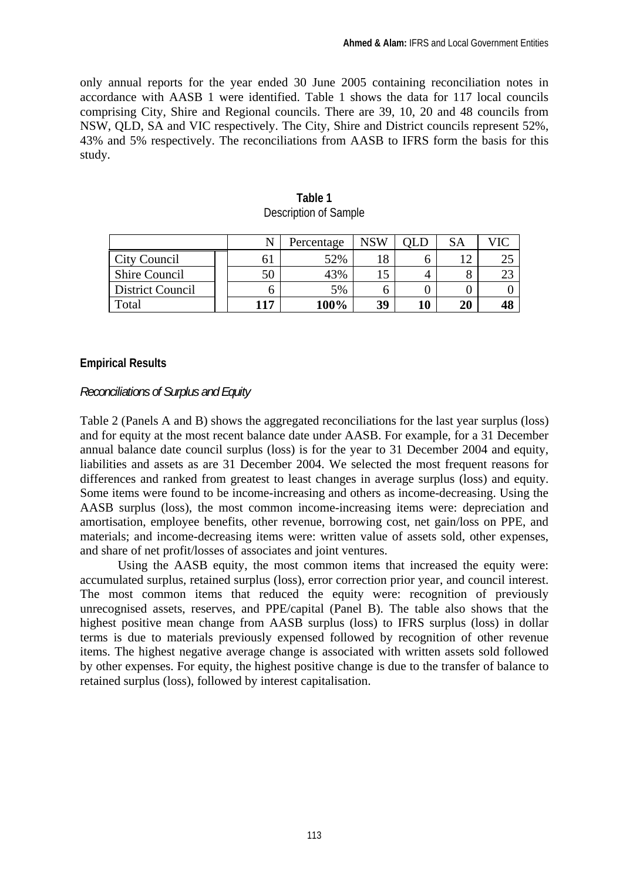only annual reports for the year ended 30 June 2005 containing reconciliation notes in accordance with AASB 1 were identified. Table 1 shows the data for 117 local councils comprising City, Shire and Regional councils. There are 39, 10, 20 and 48 councils from NSW, QLD, SA and VIC respectively. The City, Shire and District councils represent 52%, 43% and 5% respectively. The reconciliations from AASB to IFRS form the basis for this study.

**Table 1**
Description of Sample

| | N | Percentage | NSW | QLD | SA | VIC |
|---|---|---|---|---|---|---|
| City Council | 61 | 52% | 18 | 6 | 12 | 25 |
| Shire Council | 50 | 43% | 15 | 4 | 8 | 23 |
| District Council | 6 | 5% | 6 | 0 | 0 | 0 |
| Total | **117** | **100%** | **39** | **10** | **20** | **48** |

## Empirical Results

### *Reconciliations of Surplus and Equity*

Table 2 (Panels A and B) shows the aggregated reconciliations for the last year surplus (loss) and for equity at the most recent balance date under AASB. For example, for a 31 December annual balance date council surplus (loss) is for the year to 31 December 2004 and equity, liabilities and assets as are 31 December 2004. We selected the most frequent reasons for differences and ranked from greatest to least changes in average surplus (loss) and equity. Some items were found to be income-increasing and others as income-decreasing. Using the AASB surplus (loss), the most common income-increasing items were: depreciation and amortisation, employee benefits, other revenue, borrowing cost, net gain/loss on PPE, and materials; and income-decreasing items were: written value of assets sold, other expenses, and share of net profit/losses of associates and joint ventures.

Using the AASB equity, the most common items that increased the equity were: accumulated surplus, retained surplus (loss), error correction prior year, and council interest. The most common items that reduced the equity were: recognition of previously unrecognised assets, reserves, and PPE/capital (Panel B). The table also shows that the highest positive mean change from AASB surplus (loss) to IFRS surplus (loss) in dollar terms is due to materials previously expensed followed by recognition of other revenue items. The highest negative average change is associated with written assets sold followed by other expenses. For equity, the highest positive change is due to the transfer of balance to retained surplus (loss), followed by interest capitalisation.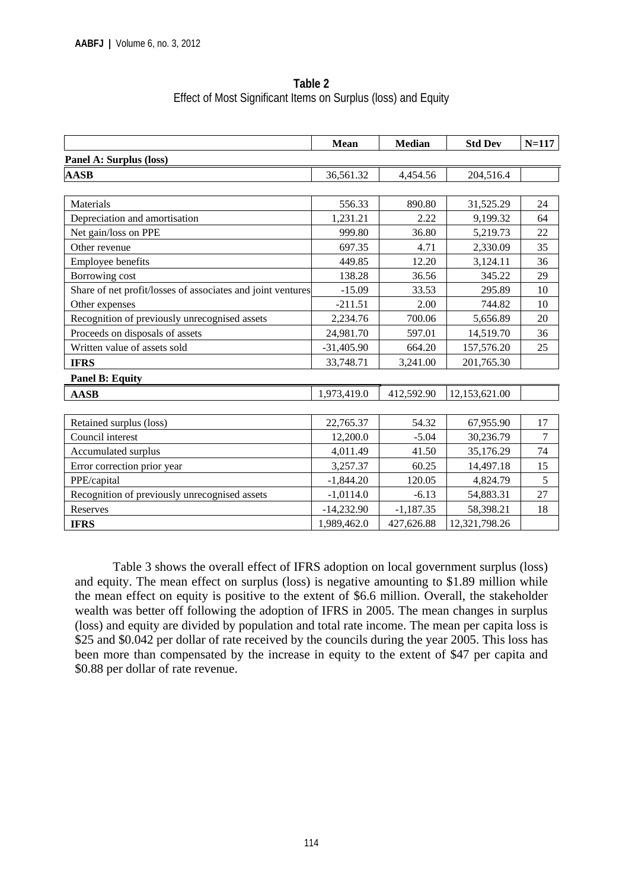**Table 2**
Effect of Most Significant Items on Surplus (loss) and Equity

| | **Mean** | **Median** | **Std Dev** | **N=117** |
|---|---|---|---|---|
| **Panel A: Surplus (loss)** | | | | |
| **AASB** | 36,561.32 | 4,454.56 | 204,516.4 | |
| Materials | 556.33 | 890.80 | 31,525.29 | 24 |
| Depreciation and amortisation | 1,231.21 | 2.22 | 9,199.32 | 64 |
| Net gain/loss on PPE | 999.80 | 36.80 | 5,219.73 | 22 |
| Other revenue | 697.35 | 4.71 | 2,330.09 | 35 |
| Employee benefits | 449.85 | 12.20 | 3,124.11 | 36 |
| Borrowing cost | 138.28 | 36.56 | 345.22 | 29 |
| Share of net profit/losses of associates and joint ventures | -15.09 | 33.53 | 295.89 | 10 |
| Other expenses | -211.51 | 2.00 | 744.82 | 10 |
| Recognition of previously unrecognised assets | 2,234.76 | 700.06 | 5,656.89 | 20 |
| Proceeds on disposals of assets | 24,981.70 | 597.01 | 14,519.70 | 36 |
| Written value of assets sold | -31,405.90 | 664.20 | 157,576.20 | 25 |
| **IFRS** | 33,748.71 | 3,241.00 | 201,765.30 | |
| **Panel B: Equity** | | | | |
| **AASB** | 1,973,419.0 | 412,592.90 | 12,153,621.00 | |
| Retained surplus (loss) | 22,765.37 | 54.32 | 67,955.90 | 17 |
| Council interest | 12,200.0 | -5.04 | 30,236.79 | 7 |
| Accumulated surplus | 4,011.49 | 41.50 | 35,176.29 | 74 |
| Error correction prior year | 3,257.37 | 60.25 | 14,497.18 | 15 |
| PPE/capital | -1,844.20 | 120.05 | 4,824.79 | 5 |
| Recognition of previously unrecognised assets | -1,0114.0 | -6.13 | 54,883.31 | 27 |
| Reserves | -14,232.90 | -1,187.35 | 58,398.21 | 18 |
| **IFRS** | 1,989,462.0 | 427,626.88 | 12,321,798.26 | |

Table 3 shows the overall effect of IFRS adoption on local government surplus (loss) and equity. The mean effect on surplus (loss) is negative amounting to $1.89 million while the mean effect on equity is positive to the extent of $6.6 million. Overall, the stakeholder wealth was better off following the adoption of IFRS in 2005. The mean changes in surplus (loss) and equity are divided by population and total rate income. The mean per capita loss is $25 and $0.042 per dollar of rate received by the councils during the year 2005. This loss has been more than compensated by the increase in equity to the extent of $47 per capita and $0.88 per dollar of rate revenue.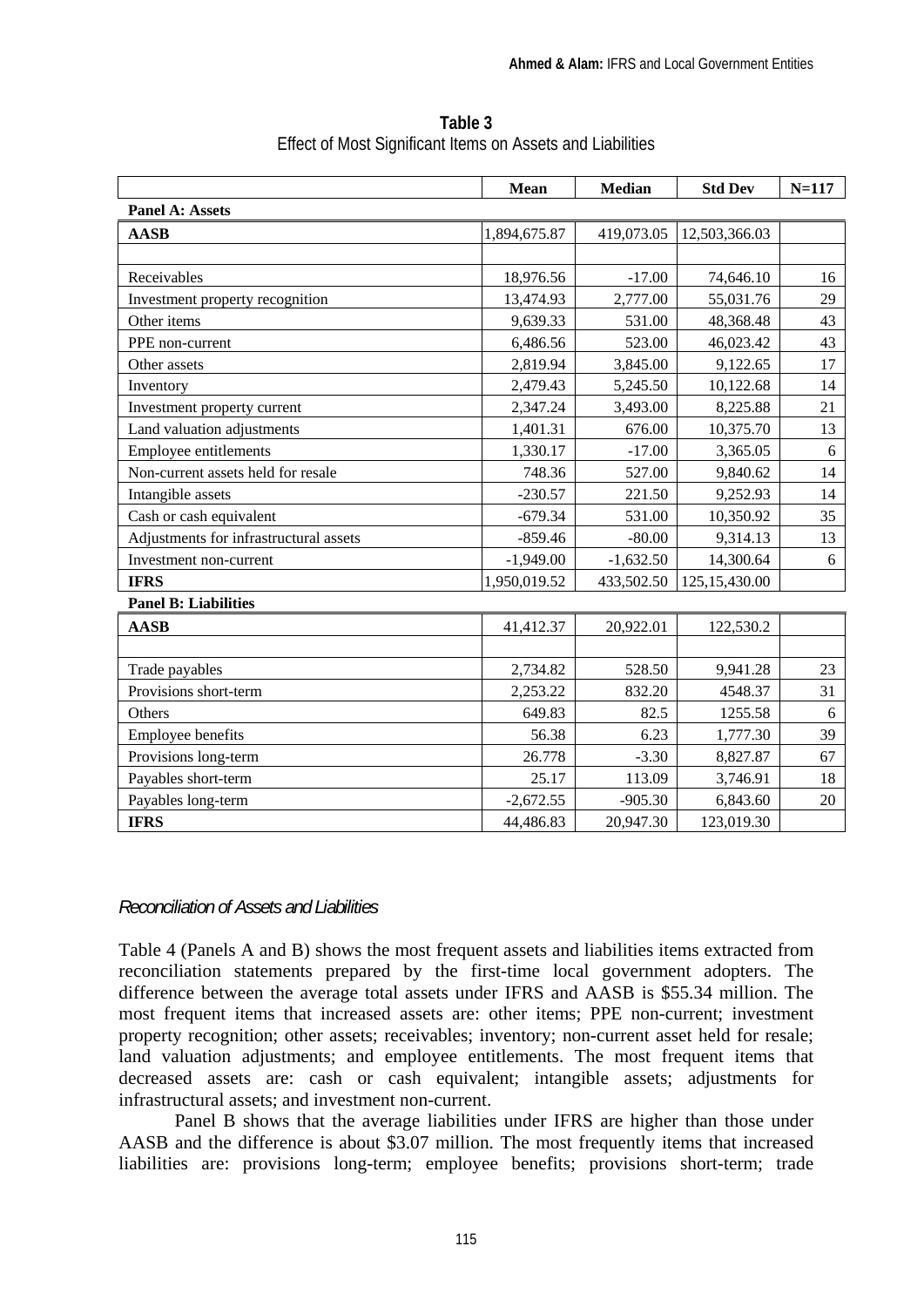**Table 3**
Effect of Most Significant Items on Assets and Liabilities

| | Mean | Median | Std Dev | N=117 |
|---|---|---|---|---|
| **Panel A: Assets** | | | | |
| **AASB** | 1,894,675.87 | 419,073.05 | 12,503,366.03 | |
| | | | | |
| Receivables | 18,976.56 | -17.00 | 74,646.10 | 16 |
| Investment property recognition | 13,474.93 | 2,777.00 | 55,031.76 | 29 |
| Other items | 9,639.33 | 531.00 | 48,368.48 | 43 |
| PPE non-current | 6,486.56 | 523.00 | 46,023.42 | 43 |
| Other assets | 2,819.94 | 3,845.00 | 9,122.65 | 17 |
| Inventory | 2,479.43 | 5,245.50 | 10,122.68 | 14 |
| Investment property current | 2,347.24 | 3,493.00 | 8,225.88 | 21 |
| Land valuation adjustments | 1,401.31 | 676.00 | 10,375.70 | 13 |
| Employee entitlements | 1,330.17 | -17.00 | 3,365.05 | 6 |
| Non-current assets held for resale | 748.36 | 527.00 | 9,840.62 | 14 |
| Intangible assets | -230.57 | 221.50 | 9,252.93 | 14 |
| Cash or cash equivalent | -679.34 | 531.00 | 10,350.92 | 35 |
| Adjustments for infrastructural assets | -859.46 | -80.00 | 9,314.13 | 13 |
| Investment non-current | -1,949.00 | -1,632.50 | 14,300.64 | 6 |
| **IFRS** | 1,950,019.52 | 433,502.50 | 125,15,430.00 | |
| **Panel B: Liabilities** | | | | |
| **AASB** | 41,412.37 | 20,922.01 | 122,530.2 | |
| | | | | |
| Trade payables | 2,734.82 | 528.50 | 9,941.28 | 23 |
| Provisions short-term | 2,253.22 | 832.20 | 4548.37 | 31 |
| Others | 649.83 | 82.5 | 1255.58 | 6 |
| Employee benefits | 56.38 | 6.23 | 1,777.30 | 39 |
| Provisions long-term | 26.778 | -3.30 | 8,827.87 | 67 |
| Payables short-term | 25.17 | 113.09 | 3,746.91 | 18 |
| Payables long-term | -2,672.55 | -905.30 | 6,843.60 | 20 |
| **IFRS** | 44,486.83 | 20,947.30 | 123,019.30 | |

*Reconciliation of Assets and Liabilities*

Table 4 (Panels A and B) shows the most frequent assets and liabilities items extracted from reconciliation statements prepared by the first-time local government adopters. The difference between the average total assets under IFRS and AASB is $55.34 million. The most frequent items that increased assets are: other items; PPE non-current; investment property recognition; other assets; receivables; inventory; non-current asset held for resale; land valuation adjustments; and employee entitlements. The most frequent items that decreased assets are: cash or cash equivalent; intangible assets; adjustments for infrastructural assets; and investment non-current.

Panel B shows that the average liabilities under IFRS are higher than those under AASB and the difference is about $3.07 million. The most frequently items that increased liabilities are: provisions long-term; employee benefits; provisions short-term; trade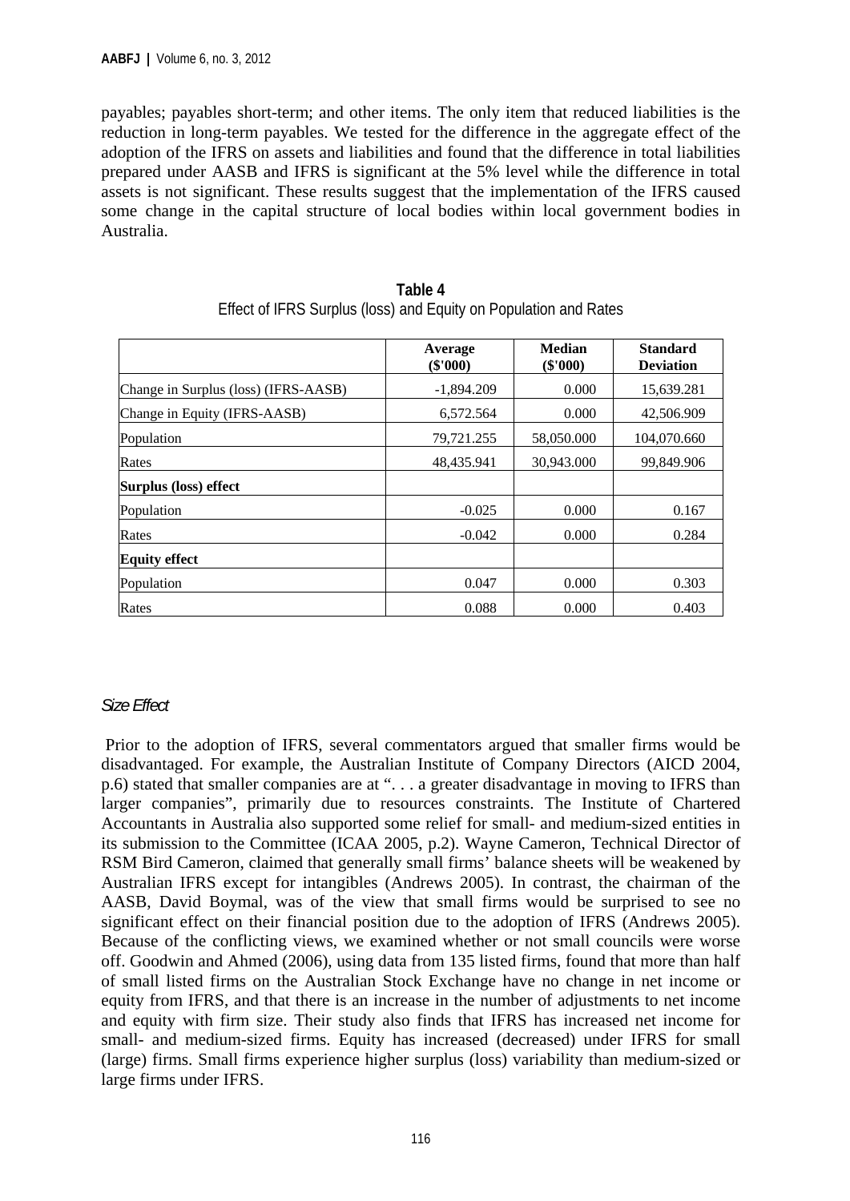payables; payables short-term; and other items. The only item that reduced liabilities is the reduction in long-term payables. We tested for the difference in the aggregate effect of the adoption of the IFRS on assets and liabilities and found that the difference in total liabilities prepared under AASB and IFRS is significant at the 5% level while the difference in total assets is not significant. These results suggest that the implementation of the IFRS caused some change in the capital structure of local bodies within local government bodies in Australia.

**Table 4**
Effect of IFRS Surplus (loss) and Equity on Population and Rates

| | Average ($'000) | Median ($'000) | Standard Deviation |
|---|---|---|---|
| Change in Surplus (loss) (IFRS-AASB) | -1,894.209 | 0.000 | 15,639.281 |
| Change in Equity (IFRS-AASB) | 6,572.564 | 0.000 | 42,506.909 |
| Population | 79,721.255 | 58,050.000 | 104,070.660 |
| Rates | 48,435.941 | 30,943.000 | 99,849.906 |
| **Surplus (loss) effect** | | | |
| Population | -0.025 | 0.000 | 0.167 |
| Rates | -0.042 | 0.000 | 0.284 |
| **Equity effect** | | | |
| Population | 0.047 | 0.000 | 0.303 |
| Rates | 0.088 | 0.000 | 0.403 |

### *Size Effect*

Prior to the adoption of IFRS, several commentators argued that smaller firms would be disadvantaged. For example, the Australian Institute of Company Directors (AICD 2004, p.6) stated that smaller companies are at ". . . a greater disadvantage in moving to IFRS than larger companies", primarily due to resources constraints. The Institute of Chartered Accountants in Australia also supported some relief for small- and medium-sized entities in its submission to the Committee (ICAA 2005, p.2). Wayne Cameron, Technical Director of RSM Bird Cameron, claimed that generally small firms' balance sheets will be weakened by Australian IFRS except for intangibles (Andrews 2005). In contrast, the chairman of the AASB, David Boymal, was of the view that small firms would be surprised to see no significant effect on their financial position due to the adoption of IFRS (Andrews 2005). Because of the conflicting views, we examined whether or not small councils were worse off. Goodwin and Ahmed (2006), using data from 135 listed firms, found that more than half of small listed firms on the Australian Stock Exchange have no change in net income or equity from IFRS, and that there is an increase in the number of adjustments to net income and equity with firm size. Their study also finds that IFRS has increased net income for small- and medium-sized firms. Equity has increased (decreased) under IFRS for small (large) firms. Small firms experience higher surplus (loss) variability than medium-sized or large firms under IFRS.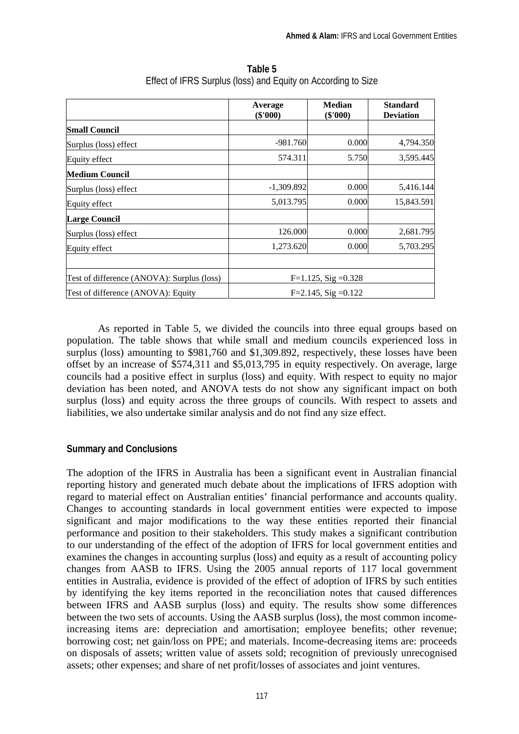**Table 5**
Effect of IFRS Surplus (loss) and Equity on According to Size

| | Average ($'000) | Median ($'000) | Standard Deviation |
|---|---|---|---|
| **Small Council** | | | |
| Surplus (loss) effect | -981.760 | 0.000 | 4,794.350 |
| Equity effect | 574.311 | 5.750 | 3,595.445 |
| **Medium Council** | | | |
| Surplus (loss) effect | -1,309.892 | 0.000 | 5,416.144 |
| Equity effect | 5,013.795 | 0.000 | 15,843.591 |
| **Large Council** | | | |
| Surplus (loss) effect | 126.000 | 0.000 | 2,681.795 |
| Equity effect | 1,273.620 | 0.000 | 5,703.295 |
| | | | |
| Test of difference (ANOVA): Surplus (loss) | F=1.125, Sig =0.328 | | |
| Test of difference (ANOVA): Equity | F=2.145, Sig =0.122 | | |

As reported in Table 5, we divided the councils into three equal groups based on population. The table shows that while small and medium councils experienced loss in surplus (loss) amounting to $981,760 and $1,309.892, respectively, these losses have been offset by an increase of $574,311 and $5,013,795 in equity respectively. On average, large councils had a positive effect in surplus (loss) and equity. With respect to equity no major deviation has been noted, and ANOVA tests do not show any significant impact on both surplus (loss) and equity across the three groups of councils. With respect to assets and liabilities, we also undertake similar analysis and do not find any size effect.

## Summary and Conclusions

The adoption of the IFRS in Australia has been a significant event in Australian financial reporting history and generated much debate about the implications of IFRS adoption with regard to material effect on Australian entities' financial performance and accounts quality. Changes to accounting standards in local government entities were expected to impose significant and major modifications to the way these entities reported their financial performance and position to their stakeholders. This study makes a significant contribution to our understanding of the effect of the adoption of IFRS for local government entities and examines the changes in accounting surplus (loss) and equity as a result of accounting policy changes from AASB to IFRS. Using the 2005 annual reports of 117 local government entities in Australia, evidence is provided of the effect of adoption of IFRS by such entities by identifying the key items reported in the reconciliation notes that caused differences between IFRS and AASB surplus (loss) and equity. The results show some differences between the two sets of accounts. Using the AASB surplus (loss), the most common income-increasing items are: depreciation and amortisation; employee benefits; other revenue; borrowing cost; net gain/loss on PPE; and materials. Income-decreasing items are: proceeds on disposals of assets; written value of assets sold; recognition of previously unrecognised assets; other expenses; and share of net profit/losses of associates and joint ventures.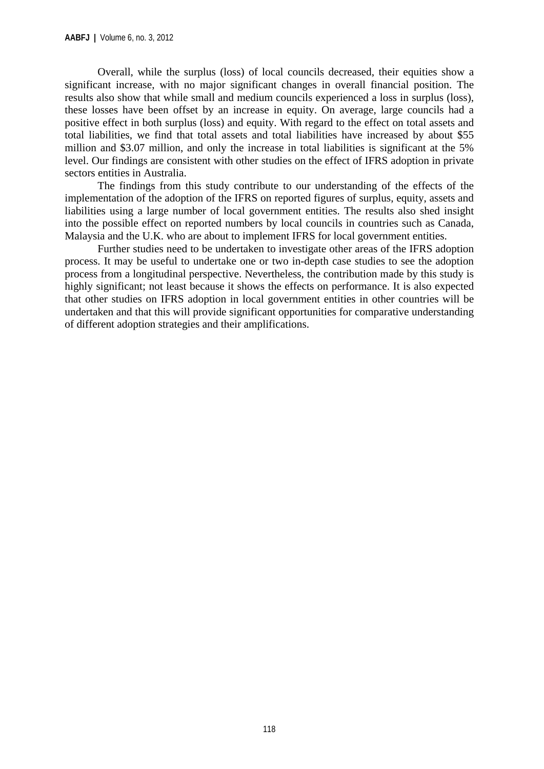Overall, while the surplus (loss) of local councils decreased, their equities show a significant increase, with no major significant changes in overall financial position. The results also show that while small and medium councils experienced a loss in surplus (loss), these losses have been offset by an increase in equity. On average, large councils had a positive effect in both surplus (loss) and equity. With regard to the effect on total assets and total liabilities, we find that total assets and total liabilities have increased by about $55 million and $3.07 million, and only the increase in total liabilities is significant at the 5% level. Our findings are consistent with other studies on the effect of IFRS adoption in private sectors entities in Australia.

The findings from this study contribute to our understanding of the effects of the implementation of the adoption of the IFRS on reported figures of surplus, equity, assets and liabilities using a large number of local government entities. The results also shed insight into the possible effect on reported numbers by local councils in countries such as Canada, Malaysia and the U.K. who are about to implement IFRS for local government entities.

Further studies need to be undertaken to investigate other areas of the IFRS adoption process. It may be useful to undertake one or two in-depth case studies to see the adoption process from a longitudinal perspective. Nevertheless, the contribution made by this study is highly significant; not least because it shows the effects on performance. It is also expected that other studies on IFRS adoption in local government entities in other countries will be undertaken and that this will provide significant opportunities for comparative understanding of different adoption strategies and their amplifications.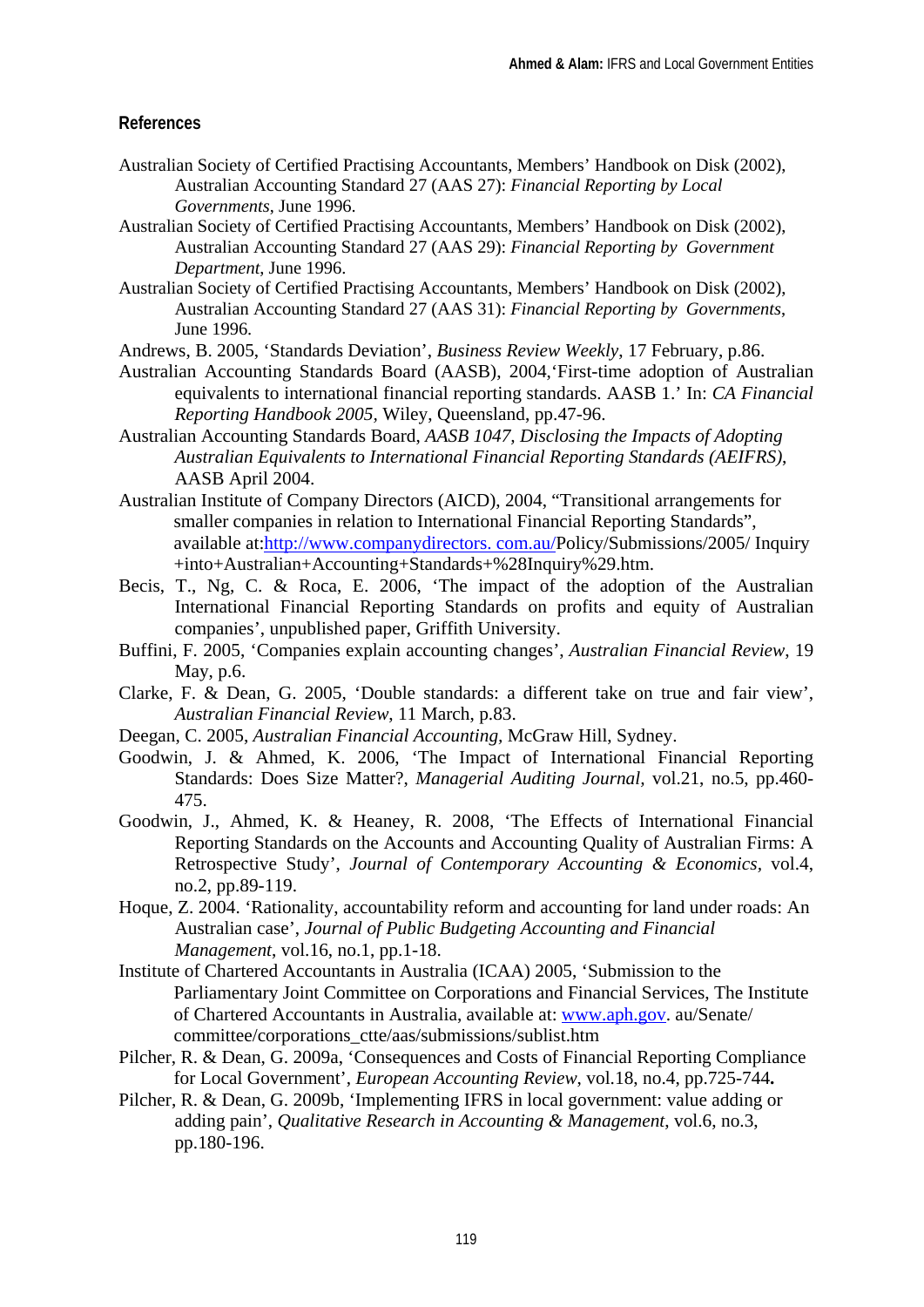## References

Australian Society of Certified Practising Accountants, Members' Handbook on Disk (2002), Australian Accounting Standard 27 (AAS 27): *Financial Reporting by Local Governments*, June 1996.

Australian Society of Certified Practising Accountants, Members' Handbook on Disk (2002), Australian Accounting Standard 27 (AAS 29): *Financial Reporting by Government Department*, June 1996.

Australian Society of Certified Practising Accountants, Members' Handbook on Disk (2002), Australian Accounting Standard 27 (AAS 31): *Financial Reporting by Governments*, June 1996.

Andrews, B. 2005, 'Standards Deviation', *Business Review Weekly*, 17 February, p.86.

Australian Accounting Standards Board (AASB), 2004,'First-time adoption of Australian equivalents to international financial reporting standards. AASB 1.' In: *CA Financial Reporting Handbook 2005*, Wiley, Queensland, pp.47-96.

Australian Accounting Standards Board, *AASB 1047, Disclosing the Impacts of Adopting Australian Equivalents to International Financial Reporting Standards (AEIFRS)*, AASB April 2004.

Australian Institute of Company Directors (AICD), 2004, "Transitional arrangements for smaller companies in relation to International Financial Reporting Standards", available at:http://www.companydirectors. com.au/Policy/Submissions/2005/ Inquiry +into+Australian+Accounting+Standards+%28Inquiry%29.htm.

Becis, T., Ng, C. & Roca, E. 2006, 'The impact of the adoption of the Australian International Financial Reporting Standards on profits and equity of Australian companies', unpublished paper, Griffith University.

Buffini, F. 2005, 'Companies explain accounting changes', *Australian Financial Review*, 19 May, p.6.

Clarke, F. & Dean, G. 2005, 'Double standards: a different take on true and fair view', *Australian Financial Review*, 11 March, p.83.

Deegan, C. 2005, *Australian Financial Accounting*, McGraw Hill, Sydney.

Goodwin, J. & Ahmed, K. 2006, 'The Impact of International Financial Reporting Standards: Does Size Matter?, *Managerial Auditing Journal*, vol.21, no.5, pp.460-475.

Goodwin, J., Ahmed, K. & Heaney, R. 2008, 'The Effects of International Financial Reporting Standards on the Accounts and Accounting Quality of Australian Firms: A Retrospective Study', *Journal of Contemporary Accounting & Economics*, vol.4, no.2, pp.89-119.

Hoque, Z. 2004. 'Rationality, accountability reform and accounting for land under roads: An Australian case', *Journal of Public Budgeting Accounting and Financial Management*, vol.16, no.1, pp.1-18.

Institute of Chartered Accountants in Australia (ICAA) 2005, 'Submission to the Parliamentary Joint Committee on Corporations and Financial Services, The Institute of Chartered Accountants in Australia, available at: www.aph.gov. au/Senate/ committee/corporations_ctte/aas/submissions/sublist.htm

Pilcher, R. & Dean, G. 2009a, 'Consequences and Costs of Financial Reporting Compliance for Local Government', *European Accounting Review*, vol.18, no.4, pp.725-744**.**

Pilcher, R. & Dean, G. 2009b, 'Implementing IFRS in local government: value adding or adding pain', *Qualitative Research in Accounting & Management*, vol.6, no.3, pp.180-196.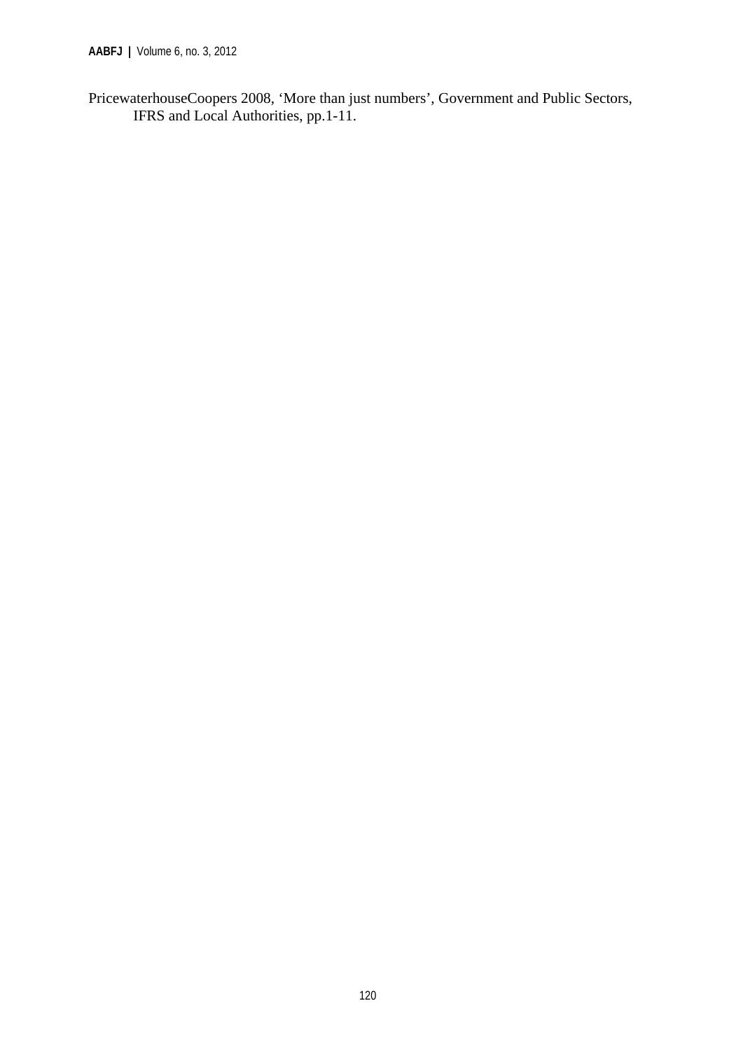PricewaterhouseCoopers 2008, 'More than just numbers', Government and Public Sectors, IFRS and Local Authorities, pp.1-11.